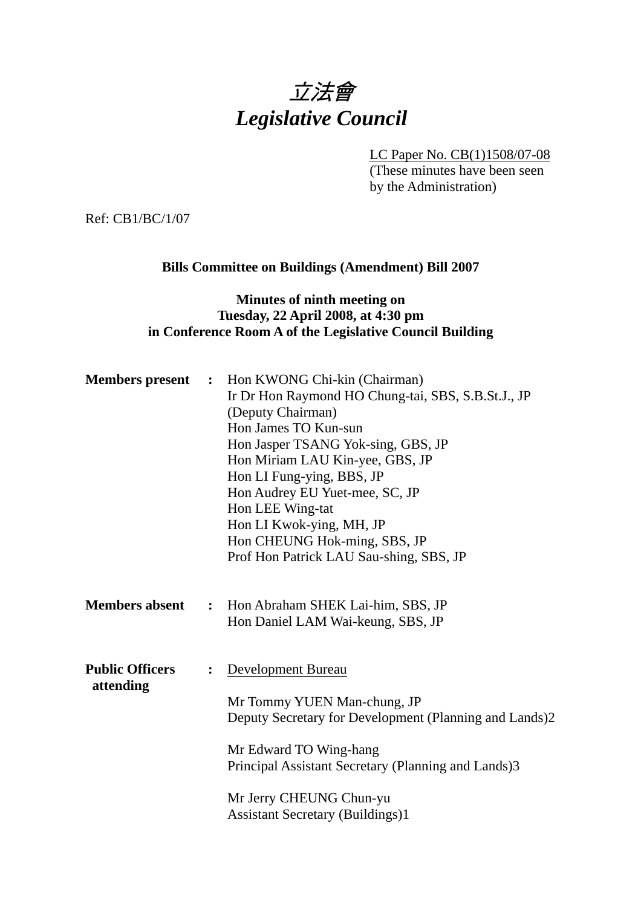# *立法會*
# *Legislative Council*

LC Paper No. CB(1)1508/07-08
(These minutes have been seen by the Administration)

Ref: CB1/BC/1/07

**Bills Committee on Buildings (Amendment) Bill 2007**

**Minutes of ninth meeting on**
**Tuesday, 22 April 2008, at 4:30 pm**
**in Conference Room A of the Legislative Council Building**

**Members present** : Hon KWONG Chi-kin (Chairman)
Ir Dr Hon Raymond HO Chung-tai, SBS, S.B.St.J., JP (Deputy Chairman)
Hon James TO Kun-sun
Hon Jasper TSANG Yok-sing, GBS, JP
Hon Miriam LAU Kin-yee, GBS, JP
Hon LI Fung-ying, BBS, JP
Hon Audrey EU Yuet-mee, SC, JP
Hon LEE Wing-tat
Hon LI Kwok-ying, MH, JP
Hon CHEUNG Hok-ming, SBS, JP
Prof Hon Patrick LAU Sau-shing, SBS, JP

**Members absent** : Hon Abraham SHEK Lai-him, SBS, JP
Hon Daniel LAM Wai-keung, SBS, JP

**Public Officers attending** : Development Bureau

Mr Tommy YUEN Man-chung, JP
Deputy Secretary for Development (Planning and Lands)2

Mr Edward TO Wing-hang
Principal Assistant Secretary (Planning and Lands)3

Mr Jerry CHEUNG Chun-yu
Assistant Secretary (Buildings)1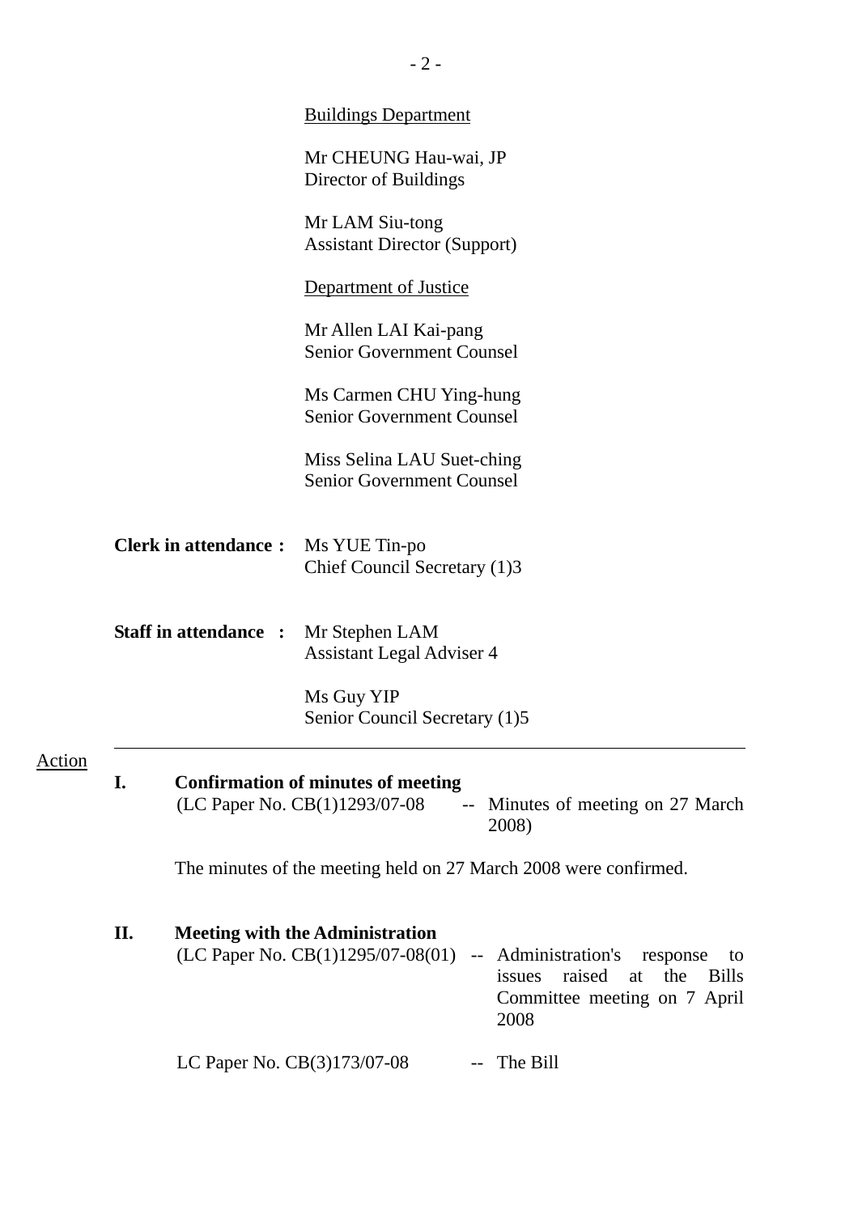Buildings Department

Mr CHEUNG Hau-wai, JP
Director of Buildings

Mr LAM Siu-tong
Assistant Director (Support)

Department of Justice

Mr Allen LAI Kai-pang
Senior Government Counsel

Ms Carmen CHU Ying-hung
Senior Government Counsel

Miss Selina LAU Suet-ching
Senior Government Counsel

**Clerk in attendance :** Ms YUE Tin-po
Chief Council Secretary (1)3

**Staff in attendance :** Mr Stephen LAM
Assistant Legal Adviser 4

Ms Guy YIP
Senior Council Secretary (1)5

---

Action

**I. Confirmation of minutes of meeting**
(LC Paper No. CB(1)1293/07-08 -- Minutes of meeting on 27 March 2008)

The minutes of the meeting held on 27 March 2008 were confirmed.

**II. Meeting with the Administration**
(LC Paper No. CB(1)1295/07-08(01) -- Administration's response to issues raised at the Bills Committee meeting on 7 April 2008

LC Paper No. CB(3)173/07-08 -- The Bill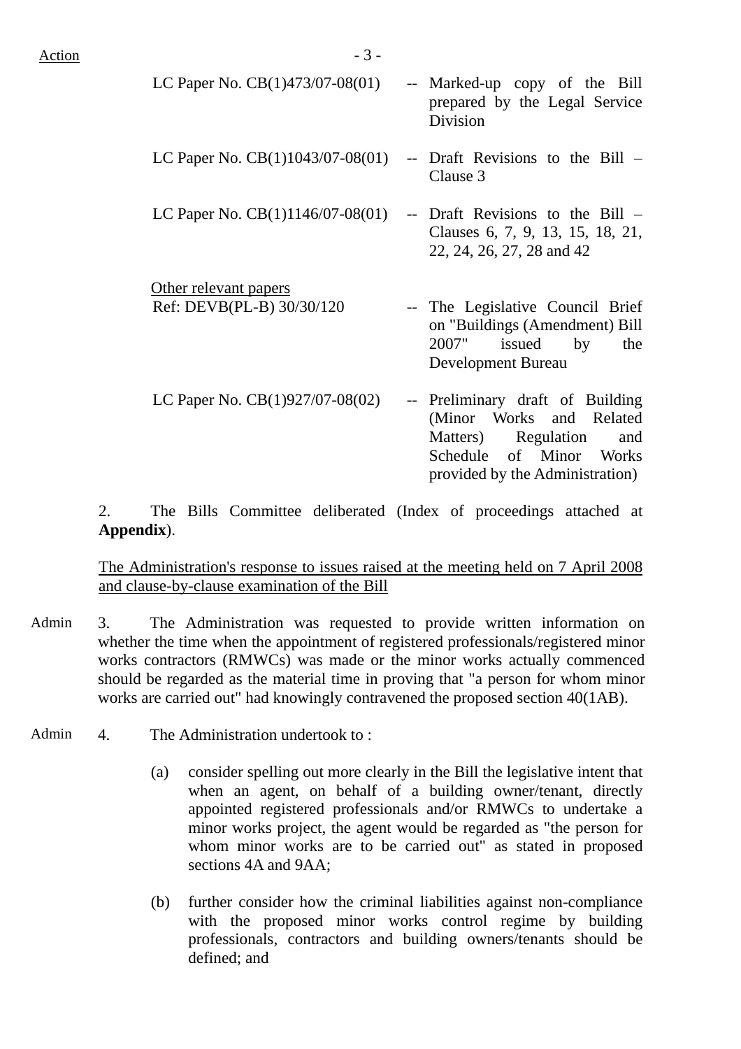Action

| | | |
|---|---|---|
| LC Paper No. CB(1)473/07-08(01) | -- | Marked-up copy of the Bill prepared by the Legal Service Division |
| LC Paper No. CB(1)1043/07-08(01) | -- | Draft Revisions to the Bill – Clause 3 |
| LC Paper No. CB(1)1146/07-08(01) | -- | Draft Revisions to the Bill – Clauses 6, 7, 9, 13, 15, 18, 21, 22, 24, 26, 27, 28 and 42 |

Other relevant papers

| | | |
|---|---|---|
| Ref: DEVB(PL-B) 30/30/120 | -- | The Legislative Council Brief on "Buildings (Amendment) Bill 2007" issued by the Development Bureau |
| LC Paper No. CB(1)927/07-08(02) | -- | Preliminary draft of Building (Minor Works and Related Matters) Regulation and Schedule of Minor Works provided by the Administration) |

2. The Bills Committee deliberated (Index of proceedings attached at **Appendix**).

The Administration's response to issues raised at the meeting held on 7 April 2008 and clause-by-clause examination of the Bill

Admin

3. The Administration was requested to provide written information on whether the time when the appointment of registered professionals/registered minor works contractors (RMWCs) was made or the minor works actually commenced should be regarded as the material time in proving that "a person for whom minor works are carried out" had knowingly contravened the proposed section 40(1AB).

Admin

4. The Administration undertook to :

(a) consider spelling out more clearly in the Bill the legislative intent that when an agent, on behalf of a building owner/tenant, directly appointed registered professionals and/or RMWCs to undertake a minor works project, the agent would be regarded as "the person for whom minor works are to be carried out" as stated in proposed sections 4A and 9AA;

(b) further consider how the criminal liabilities against non-compliance with the proposed minor works control regime by building professionals, contractors and building owners/tenants should be defined; and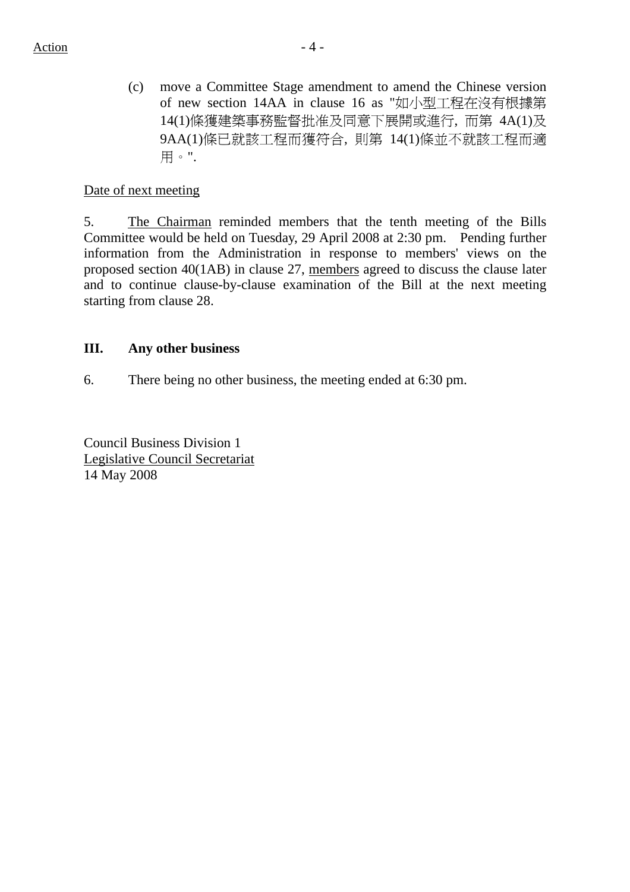Action

(c) move a Committee Stage amendment to amend the Chinese version of new section 14AA in clause 16 as "如小型工程在沒有根據第14(1)條獲建築事務監督批准及同意下展開或進行，而第 4A(1)及9AA(1)條已就該工程而獲符合，則第 14(1)條並不就該工程而適用。".

Date of next meeting

5. The Chairman reminded members that the tenth meeting of the Bills Committee would be held on Tuesday, 29 April 2008 at 2:30 pm. Pending further information from the Administration in response to members' views on the proposed section 40(1AB) in clause 27, members agreed to discuss the clause later and to continue clause-by-clause examination of the Bill at the next meeting starting from clause 28.

## III. Any other business

6. There being no other business, the meeting ended at 6:30 pm.

Council Business Division 1
Legislative Council Secretariat
14 May 2008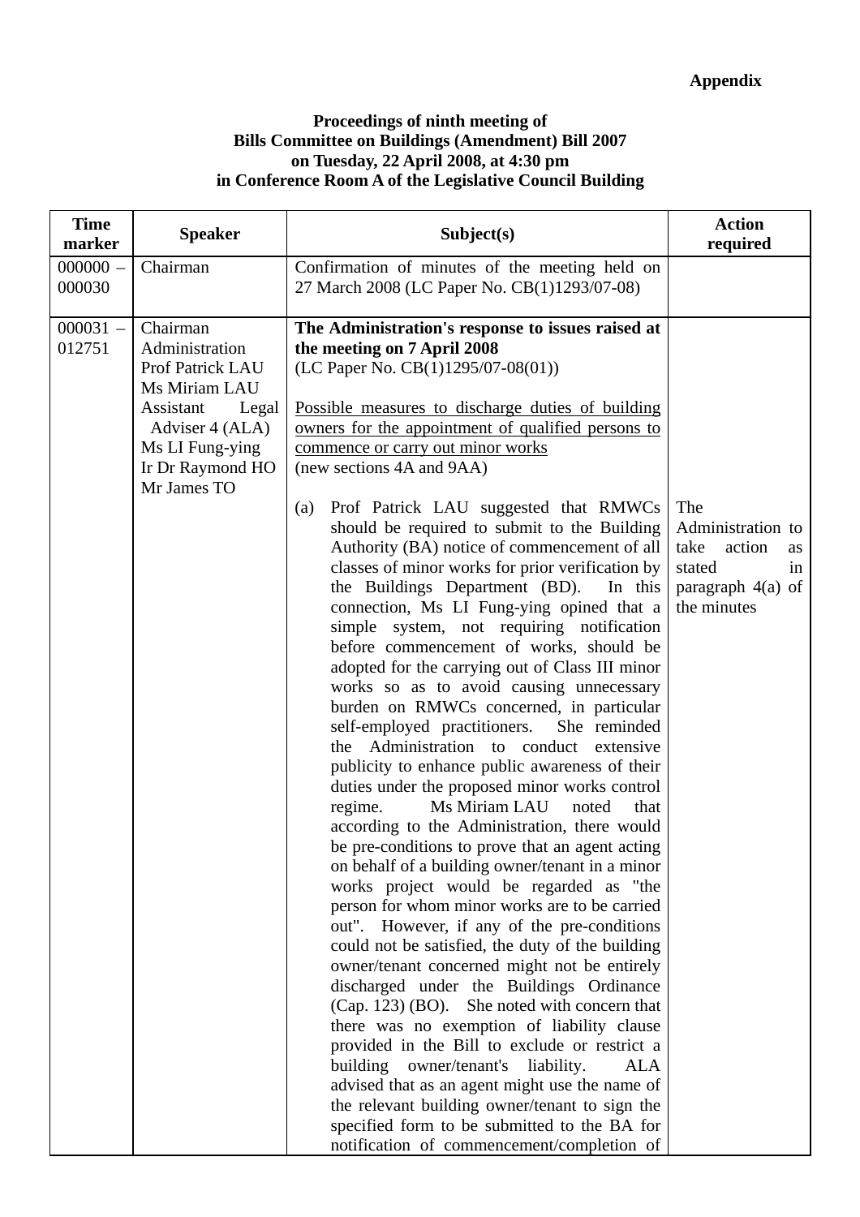**Appendix**

**Proceedings of ninth meeting of**
**Bills Committee on Buildings (Amendment) Bill 2007**
**on Tuesday, 22 April 2008, at 4:30 pm**
**in Conference Room A of the Legislative Council Building**

| Time marker | Speaker | Subject(s) | Action required |
|---|---|---|---|
| 000000 – 000030 | Chairman | Confirmation of minutes of the meeting held on 27 March 2008 (LC Paper No. CB(1)1293/07-08) | |
| 000031 – 012751 | Chairman<br>Administration<br>Prof Patrick LAU<br>Ms Miriam LAU<br>Assistant Legal Adviser 4 (ALA)<br>Ms LI Fung-ying<br>Ir Dr Raymond HO<br>Mr James TO | **The Administration's response to issues raised at the meeting on 7 April 2008**<br>(LC Paper No. CB(1)1295/07-08(01))<br><br><u>Possible measures to discharge duties of building owners for the appointment of qualified persons to commence or carry out minor works</u><br>(new sections 4A and 9AA)<br><br>(a) Prof Patrick LAU suggested that RMWCs should be required to submit to the Building Authority (BA) notice of commencement of all classes of minor works for prior verification by the Buildings Department (BD). In this connection, Ms LI Fung-ying opined that a simple system, not requiring notification before commencement of works, should be adopted for the carrying out of Class III minor works so as to avoid causing unnecessary burden on RMWCs concerned, in particular self-employed practitioners. She reminded the Administration to conduct extensive publicity to enhance public awareness of their duties under the proposed minor works control regime. Ms Miriam LAU noted that according to the Administration, there would be pre-conditions to prove that an agent acting on behalf of a building owner/tenant in a minor works project would be regarded as "the person for whom minor works are to be carried out". However, if any of the pre-conditions could not be satisfied, the duty of the building owner/tenant concerned might not be entirely discharged under the Buildings Ordinance (Cap. 123) (BO). She noted with concern that there was no exemption of liability clause provided in the Bill to exclude or restrict a building owner/tenant's liability. ALA advised that as an agent might use the name of the relevant building owner/tenant to sign the specified form to be submitted to the BA for notification of commencement/completion of | The Administration to take action as stated in paragraph 4(a) of the minutes |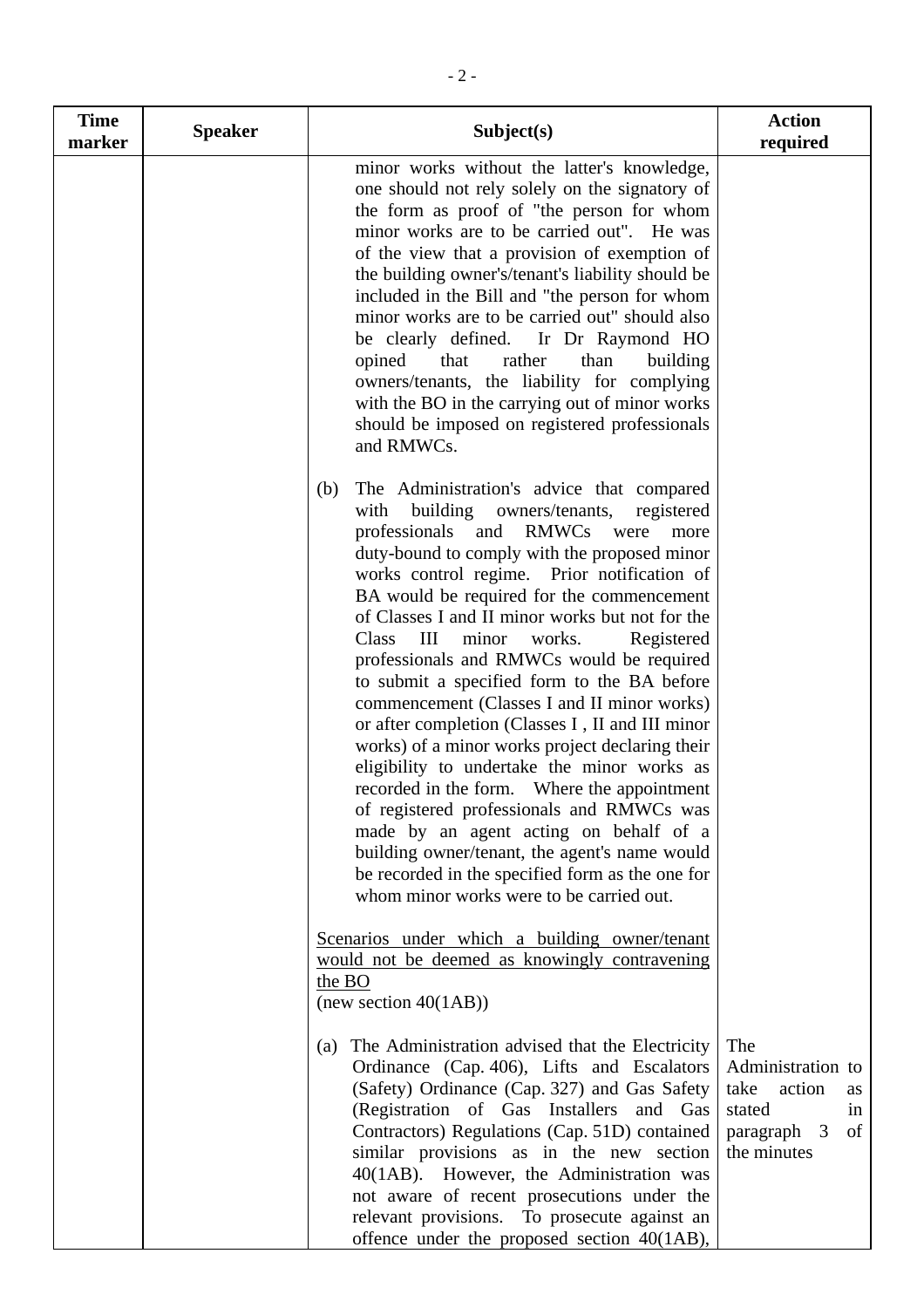| Time marker | Speaker | Subject(s) | Action required |
|---|---|---|---|
| | | minor works without the latter's knowledge, one should not rely solely on the signatory of the form as proof of "the person for whom minor works are to be carried out". He was of the view that a provision of exemption of the building owner's/tenant's liability should be included in the Bill and "the person for whom minor works are to be carried out" should also be clearly defined. Ir Dr Raymond HO opined that rather than building owners/tenants, the liability for complying with the BO in the carrying out of minor works should be imposed on registered professionals and RMWCs.<br><br>(b) The Administration's advice that compared with building owners/tenants, registered professionals and RMWCs were more duty-bound to comply with the proposed minor works control regime. Prior notification of BA would be required for the commencement of Classes I and II minor works but not for the Class III minor works. Registered professionals and RMWCs would be required to submit a specified form to the BA before commencement (Classes I and II minor works) or after completion (Classes I , II and III minor works) of a minor works project declaring their eligibility to undertake the minor works as recorded in the form. Where the appointment of registered professionals and RMWCs was made by an agent acting on behalf of a building owner/tenant, the agent's name would be recorded in the specified form as the one for whom minor works were to be carried out.<br><br><u>Scenarios under which a building owner/tenant would not be deemed as knowingly contravening the BO</u><br>(new section 40(1AB)) | |
| | | (a) The Administration advised that the Electricity Ordinance (Cap. 406), Lifts and Escalators (Safety) Ordinance (Cap. 327) and Gas Safety (Registration of Gas Installers and Gas Contractors) Regulations (Cap. 51D) contained similar provisions as in the new section 40(1AB). However, the Administration was not aware of recent prosecutions under the relevant provisions. To prosecute against an offence under the proposed section 40(1AB), | The Administration to take action as stated in paragraph 3 of the minutes |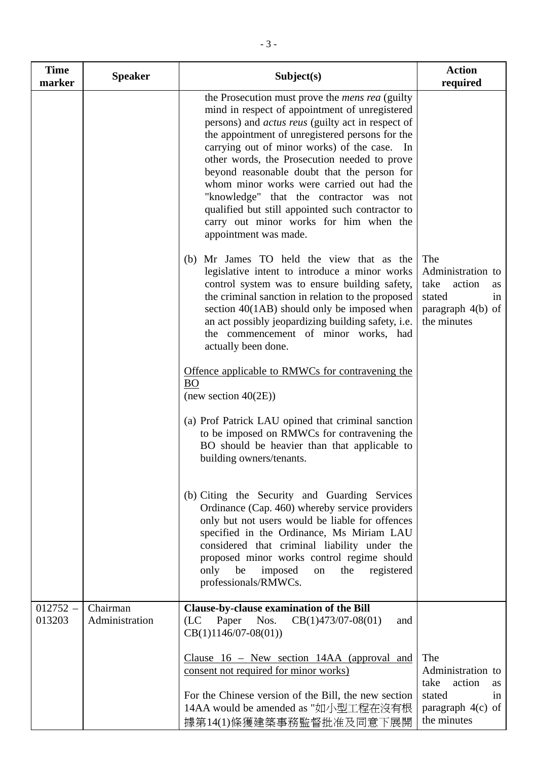| Time marker | Speaker | Subject(s) | Action required |
|---|---|---|---|
| | | the Prosecution must prove the *mens rea* (guilty mind in respect of appointment of unregistered persons) and *actus reus* (guilty act in respect of the appointment of unregistered persons for the carrying out of minor works) of the case. In other words, the Prosecution needed to prove beyond reasonable doubt that the person for whom minor works were carried out had the "knowledge" that the contractor was not qualified but still appointed such contractor to carry out minor works for him when the appointment was made.<br><br>(b) Mr James TO held the view that as the legislative intent to introduce a minor works control system was to ensure building safety, the criminal sanction in relation to the proposed section 40(1AB) should only be imposed when an act possibly jeopardizing building safety, i.e. the commencement of minor works, had actually been done.<br><br><u>Offence applicable to RMWCs for contravening the BO</u><br>(new section 40(2E))<br><br>(a) Prof Patrick LAU opined that criminal sanction to be imposed on RMWCs for contravening the BO should be heavier than that applicable to building owners/tenants.<br><br>(b) Citing the Security and Guarding Services Ordinance (Cap. 460) whereby service providers only but not users would be liable for offences specified in the Ordinance, Ms Miriam LAU considered that criminal liability under the proposed minor works control regime should only be imposed on the registered professionals/RMWCs. | The Administration to take action as stated in paragraph 4(b) of the minutes |
| 012752 – 013203 | Chairman<br>Administration | **Clause-by-clause examination of the Bill**<br>(LC Paper Nos. CB(1)473/07-08(01) and CB(1)1146/07-08(01))<br><br><u>Clause 16 – New section 14AA (approval and consent not required for minor works)</u><br><br>For the Chinese version of the Bill, the new section 14AA would be amended as "如小型工程在沒有根據第14(1)條獲建築事務監督批准及同意下展開 | The Administration to take action as stated in paragraph 4(c) of the minutes |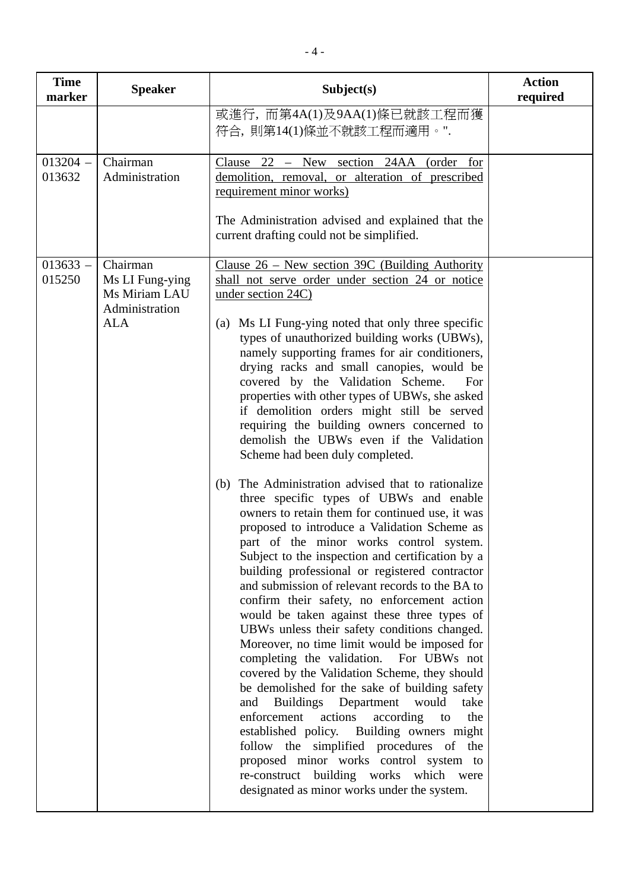| Time marker | Speaker | Subject(s) | Action required |
|---|---|---|---|
| | | 或進行，而第4A(1)及9AA(1)條已就該工程而獲符合，則第14(1)條並不就該工程而適用。". | |
| 013204 – 013632 | Chairman<br>Administration | <u>Clause 22 – New section 24AA (order for demolition, removal, or alteration of prescribed requirement minor works)</u><br><br>The Administration advised and explained that the current drafting could not be simplified. | |
| 013633 – 015250 | Chairman<br>Ms LI Fung-ying<br>Ms Miriam LAU<br>Administration<br>ALA | <u>Clause 26 – New section 39C (Building Authority shall not serve order under section 24 or notice under section 24C)</u><br><br>(a) Ms LI Fung-ying noted that only three specific types of unauthorized building works (UBWs), namely supporting frames for air conditioners, drying racks and small canopies, would be covered by the Validation Scheme. For properties with other types of UBWs, she asked if demolition orders might still be served requiring the building owners concerned to demolish the UBWs even if the Validation Scheme had been duly completed.<br><br>(b) The Administration advised that to rationalize three specific types of UBWs and enable owners to retain them for continued use, it was proposed to introduce a Validation Scheme as part of the minor works control system. Subject to the inspection and certification by a building professional or registered contractor and submission of relevant records to the BA to confirm their safety, no enforcement action would be taken against these three types of UBWs unless their safety conditions changed. Moreover, no time limit would be imposed for completing the validation. For UBWs not covered by the Validation Scheme, they should be demolished for the sake of building safety and Buildings Department would take enforcement actions according to the established policy. Building owners might follow the simplified procedures of the proposed minor works control system to re-construct building works which were designated as minor works under the system. | |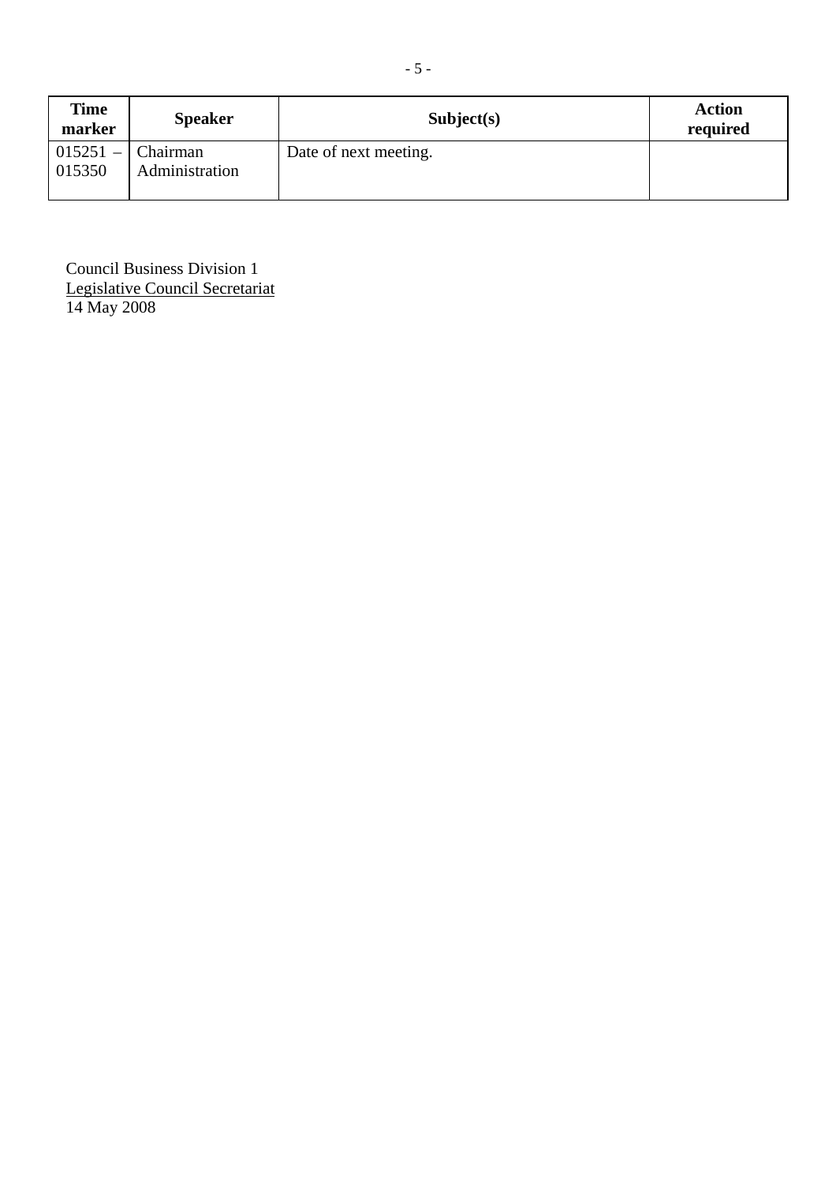| Time marker | Speaker | Subject(s) | Action required |
|---|---|---|---|
| 015251 – 015350 | Chairman<br>Administration | Date of next meeting. | |

Council Business Division 1
Legislative Council Secretariat
14 May 2008